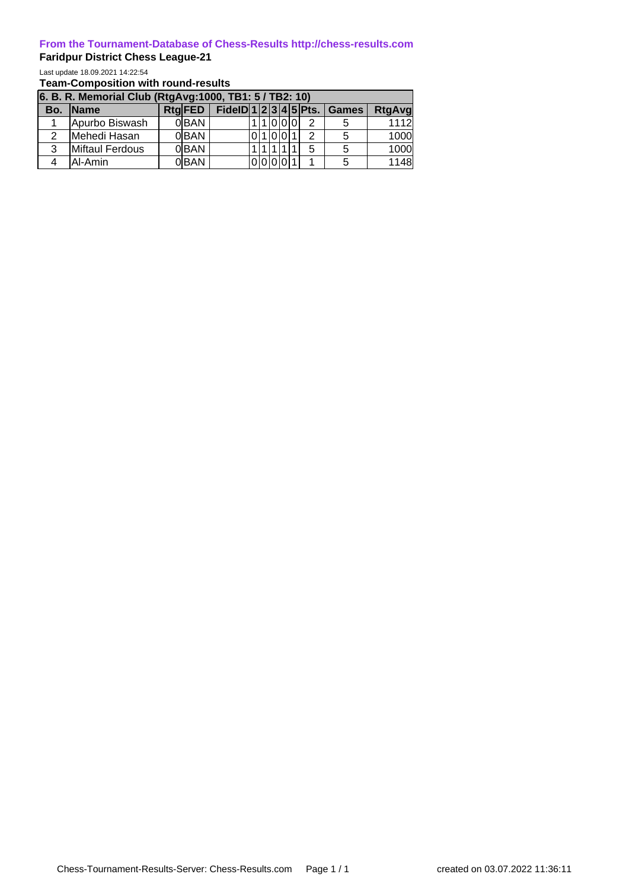**From the Tournament-Database of Chess-Results http://chess-results.com**

**Faridpur District Chess League-21**

Last update 18.09.2021 14:22:54

**Team-Composition with round-results**

| 6. B. R. Memorial Club (RtgAvg:1000, TB1: 5 / TB2: 10) | | | | | | | | | | | | | |
|---|---|---|---|---|---|---|---|---|---|---|---|---|---|
| Bo. | Name | Rtg | FED | FideID | 1 | 2 | 3 | 4 | 5 | Pts. | Games | RtgAvg |
| 1 | Apurbo Biswash | 0 | BAN | | 1 | 1 | 0 | 0 | 0 | 2 | 5 | 1112 |
| 2 | Mehedi Hasan | 0 | BAN | | 0 | 1 | 0 | 0 | 1 | 2 | 5 | 1000 |
| 3 | Miftaul Ferdous | 0 | BAN | | 1 | 1 | 1 | 1 | 1 | 5 | 5 | 1000 |
| 4 | Al-Amin | 0 | BAN | | 0 | 0 | 0 | 0 | 1 | 1 | 5 | 1148 |

Chess-Tournament-Results-Server: Chess-Results.com created on 03.07.2022 11:36:11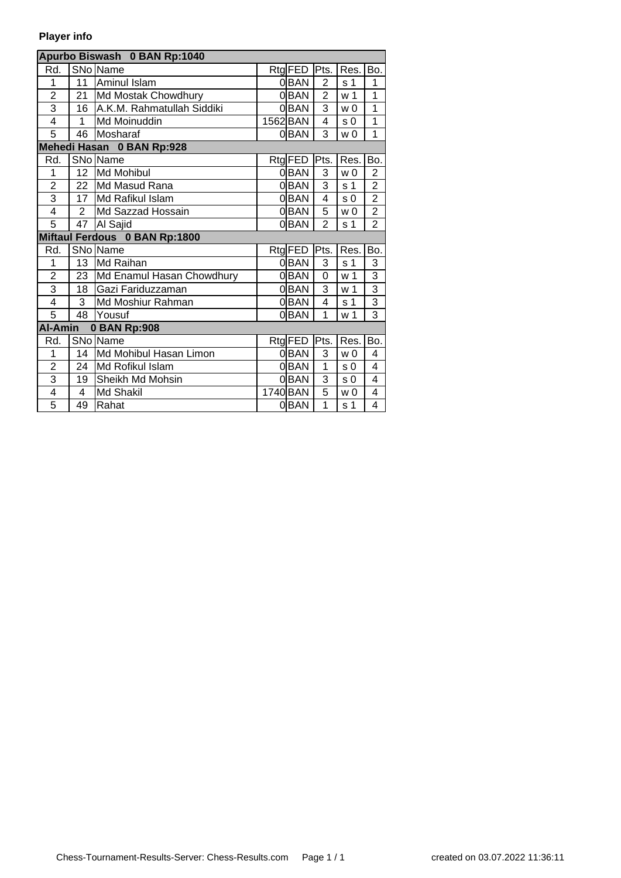**Player info**

| Apurbo Biswash 0 BAN Rp:1040 | | | | | | | |
|---|---|---|---|---|---|---|---|
| Rd. | SNo | Name | Rtg | FED | Pts. | Res. | Bo. |
| 1 | 11 | Aminul Islam | 0 | BAN | 2 | s 1 | 1 |
| 2 | 21 | Md Mostak Chowdhury | 0 | BAN | 2 | w 1 | 1 |
| 3 | 16 | A.K.M. Rahmatullah Siddiki | 0 | BAN | 3 | w 0 | 1 |
| 4 | 1 | Md Moinuddin | 1562 | BAN | 4 | s 0 | 1 |
| 5 | 46 | Mosharaf | 0 | BAN | 3 | w 0 | 1 |

| Mehedi Hasan 0 BAN Rp:928 | | | | | | | |
|---|---|---|---|---|---|---|---|
| Rd. | SNo | Name | Rtg | FED | Pts. | Res. | Bo. |
| 1 | 12 | Md Mohibul | 0 | BAN | 3 | w 0 | 2 |
| 2 | 22 | Md Masud Rana | 0 | BAN | 3 | s 1 | 2 |
| 3 | 17 | Md Rafikul Islam | 0 | BAN | 4 | s 0 | 2 |
| 4 | 2 | Md Sazzad Hossain | 0 | BAN | 5 | w 0 | 2 |
| 5 | 47 | Al Sajid | 0 | BAN | 2 | s 1 | 2 |

| Miftaul Ferdous 0 BAN Rp:1800 | | | | | | | |
|---|---|---|---|---|---|---|---|
| Rd. | SNo | Name | Rtg | FED | Pts. | Res. | Bo. |
| 1 | 13 | Md Raihan | 0 | BAN | 3 | s 1 | 3 |
| 2 | 23 | Md Enamul Hasan Chowdhury | 0 | BAN | 0 | w 1 | 3 |
| 3 | 18 | Gazi Fariduzzaman | 0 | BAN | 3 | w 1 | 3 |
| 4 | 3 | Md Moshiur Rahman | 0 | BAN | 4 | s 1 | 3 |
| 5 | 48 | Yousuf | 0 | BAN | 1 | w 1 | 3 |

| Al-Amin 0 BAN Rp:908 | | | | | | | |
|---|---|---|---|---|---|---|---|
| Rd. | SNo | Name | Rtg | FED | Pts. | Res. | Bo. |
| 1 | 14 | Md Mohibul Hasan Limon | 0 | BAN | 3 | w 0 | 4 |
| 2 | 24 | Md Rofikul Islam | 0 | BAN | 1 | s 0 | 4 |
| 3 | 19 | Sheikh Md Mohsin | 0 | BAN | 3 | s 0 | 4 |
| 4 | 4 | Md Shakil | 1740 | BAN | 5 | w 0 | 4 |
| 5 | 49 | Rahat | 0 | BAN | 1 | s 1 | 4 |

Chess-Tournament-Results-Server: Chess-Results.com created on 03.07.2022 11:36:11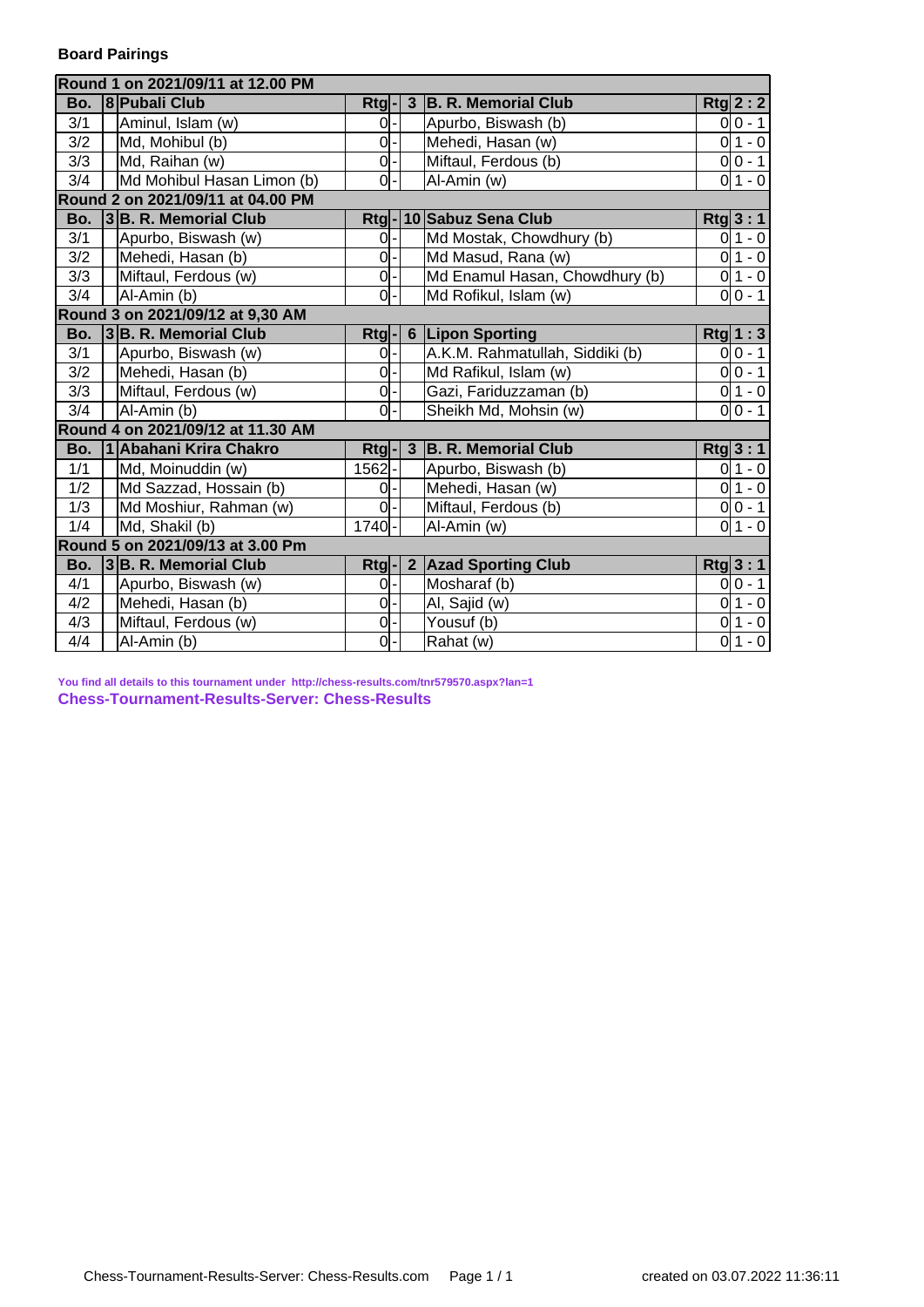**Board Pairings**

| Bo. | | | Rtg | - | | | Rtg | |
|---|---|---|---|---|---|---|---|---|
| **Round 1 on 2021/09/11 at 12.00 PM** | | | | | | | | |
| **Bo.** | **8** | **Pubali Club** | **Rtg** | **-** | **3** | **B. R. Memorial Club** | **Rtg** | **2 : 2** |
| 3/1 | | Aminul, Islam (w) | 0 | - | | Apurbo, Biswash (b) | 0 | 0 - 1 |
| 3/2 | | Md, Mohibul (b) | 0 | - | | Mehedi, Hasan (w) | 0 | 1 - 0 |
| 3/3 | | Md, Raihan (w) | 0 | - | | Miftaul, Ferdous (b) | 0 | 0 - 1 |
| 3/4 | | Md Mohibul Hasan Limon (b) | 0 | - | | Al-Amin (w) | 0 | 1 - 0 |
| **Round 2 on 2021/09/11 at 04.00 PM** | | | | | | | | |
| **Bo.** | **3** | **B. R. Memorial Club** | **Rtg** | **-** | **10** | **Sabuz Sena Club** | **Rtg** | **3 : 1** |
| 3/1 | | Apurbo, Biswash (w) | 0 | - | | Md Mostak, Chowdhury (b) | 0 | 1 - 0 |
| 3/2 | | Mehedi, Hasan (b) | 0 | - | | Md Masud, Rana (w) | 0 | 1 - 0 |
| 3/3 | | Miftaul, Ferdous (w) | 0 | - | | Md Enamul Hasan, Chowdhury (b) | 0 | 1 - 0 |
| 3/4 | | Al-Amin (b) | 0 | - | | Md Rofikul, Islam (w) | 0 | 0 - 1 |
| **Round 3 on 2021/09/12 at 9,30 AM** | | | | | | | | |
| **Bo.** | **3** | **B. R. Memorial Club** | **Rtg** | **-** | **6** | **Lipon Sporting** | **Rtg** | **1 : 3** |
| 3/1 | | Apurbo, Biswash (w) | 0 | - | | A.K.M. Rahmatullah, Siddiki (b) | 0 | 0 - 1 |
| 3/2 | | Mehedi, Hasan (b) | 0 | - | | Md Rafikul, Islam (w) | 0 | 0 - 1 |
| 3/3 | | Miftaul, Ferdous (w) | 0 | - | | Gazi, Fariduzzaman (b) | 0 | 1 - 0 |
| 3/4 | | Al-Amin (b) | 0 | - | | Sheikh Md, Mohsin (w) | 0 | 0 - 1 |
| **Round 4 on 2021/09/12 at 11.30 AM** | | | | | | | | |
| **Bo.** | **1** | **Abahani Krira Chakro** | **Rtg** | **-** | **3** | **B. R. Memorial Club** | **Rtg** | **3 : 1** |
| 1/1 | | Md, Moinuddin (w) | 1562 | - | | Apurbo, Biswash (b) | 0 | 1 - 0 |
| 1/2 | | Md Sazzad, Hossain (b) | 0 | - | | Mehedi, Hasan (w) | 0 | 1 - 0 |
| 1/3 | | Md Moshiur, Rahman (w) | 0 | - | | Miftaul, Ferdous (b) | 0 | 0 - 1 |
| 1/4 | | Md, Shakil (b) | 1740 | - | | Al-Amin (w) | 0 | 1 - 0 |
| **Round 5 on 2021/09/13 at 3.00 Pm** | | | | | | | | |
| **Bo.** | **3** | **B. R. Memorial Club** | **Rtg** | **-** | **2** | **Azad Sporting Club** | **Rtg** | **3 : 1** |
| 4/1 | | Apurbo, Biswash (w) | 0 | - | | Mosharaf (b) | 0 | 0 - 1 |
| 4/2 | | Mehedi, Hasan (b) | 0 | - | | Al, Sajid (w) | 0 | 1 - 0 |
| 4/3 | | Miftaul, Ferdous (w) | 0 | - | | Yousuf (b) | 0 | 1 - 0 |
| 4/4 | | Al-Amin (b) | 0 | - | | Rahat (w) | 0 | 1 - 0 |

You find all details to this tournament under http://chess-results.com/tnr579570.aspx?lan=1

**Chess-Tournament-Results-Server: Chess-Results**

Chess-Tournament-Results-Server: Chess-Results.com created on 03.07.2022 11:36:11